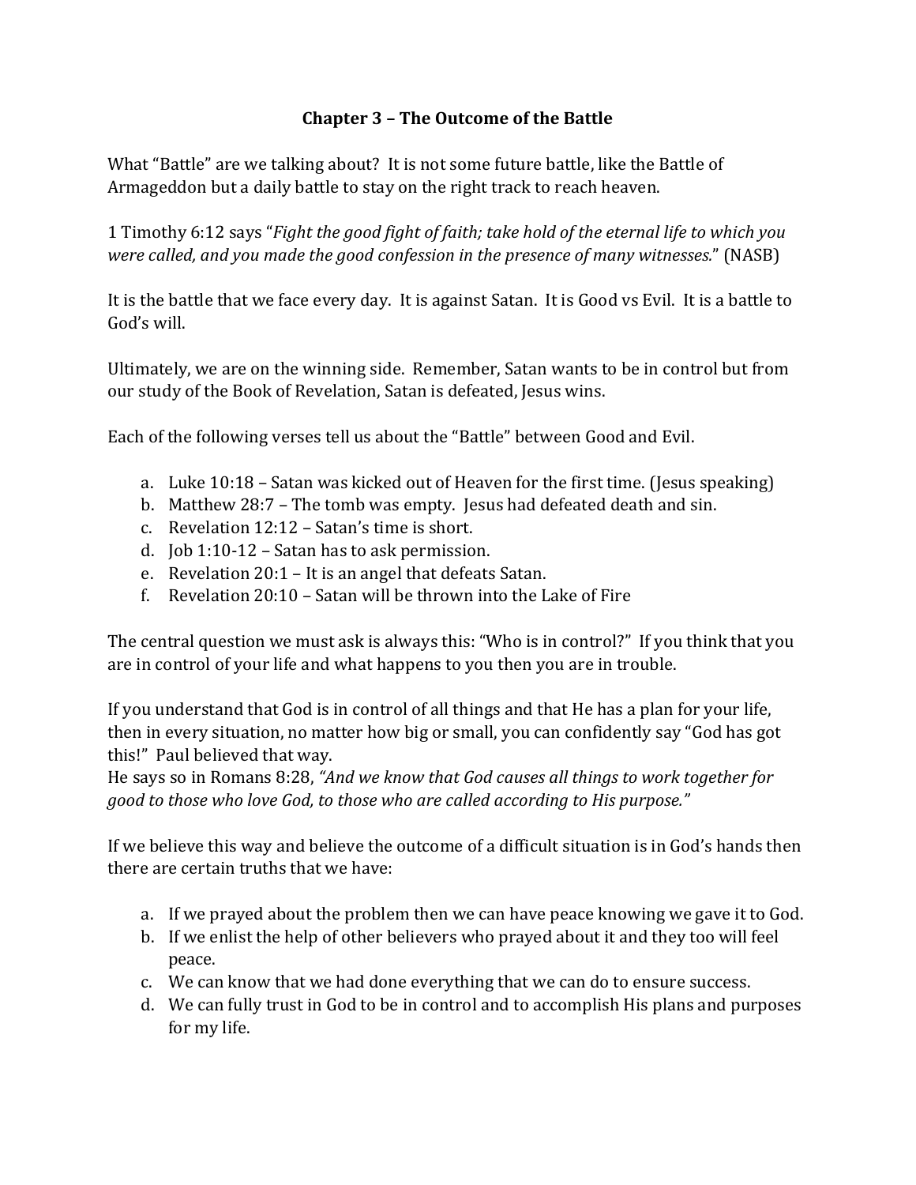# Chapter 3 – The Outcome of the Battle

What "Battle" are we talking about? It is not some future battle, like the Battle of Armageddon but a daily battle to stay on the right track to reach heaven.

1 Timothy 6:12 says "*Fight the good fight of faith; take hold of the eternal life to which you were called, and you made the good confession in the presence of many witnesses.*" (NASB)

It is the battle that we face every day. It is against Satan. It is Good vs Evil. It is a battle to God's will.

Ultimately, we are on the winning side. Remember, Satan wants to be in control but from our study of the Book of Revelation, Satan is defeated, Jesus wins.

Each of the following verses tell us about the "Battle" between Good and Evil.

a. Luke 10:18 – Satan was kicked out of Heaven for the first time. (Jesus speaking)
b. Matthew 28:7 – The tomb was empty. Jesus had defeated death and sin.
c. Revelation 12:12 – Satan's time is short.
d. Job 1:10-12 – Satan has to ask permission.
e. Revelation 20:1 – It is an angel that defeats Satan.
f. Revelation 20:10 – Satan will be thrown into the Lake of Fire

The central question we must ask is always this: "Who is in control?" If you think that you are in control of your life and what happens to you then you are in trouble.

If you understand that God is in control of all things and that He has a plan for your life, then in every situation, no matter how big or small, you can confidently say "God has got this!" Paul believed that way.
He says so in Romans 8:28, *"And we know that God causes all things to work together for good to those who love God, to those who are called according to His purpose."*

If we believe this way and believe the outcome of a difficult situation is in God's hands then there are certain truths that we have:

a. If we prayed about the problem then we can have peace knowing we gave it to God.
b. If we enlist the help of other believers who prayed about it and they too will feel peace.
c. We can know that we had done everything that we can do to ensure success.
d. We can fully trust in God to be in control and to accomplish His plans and purposes for my life.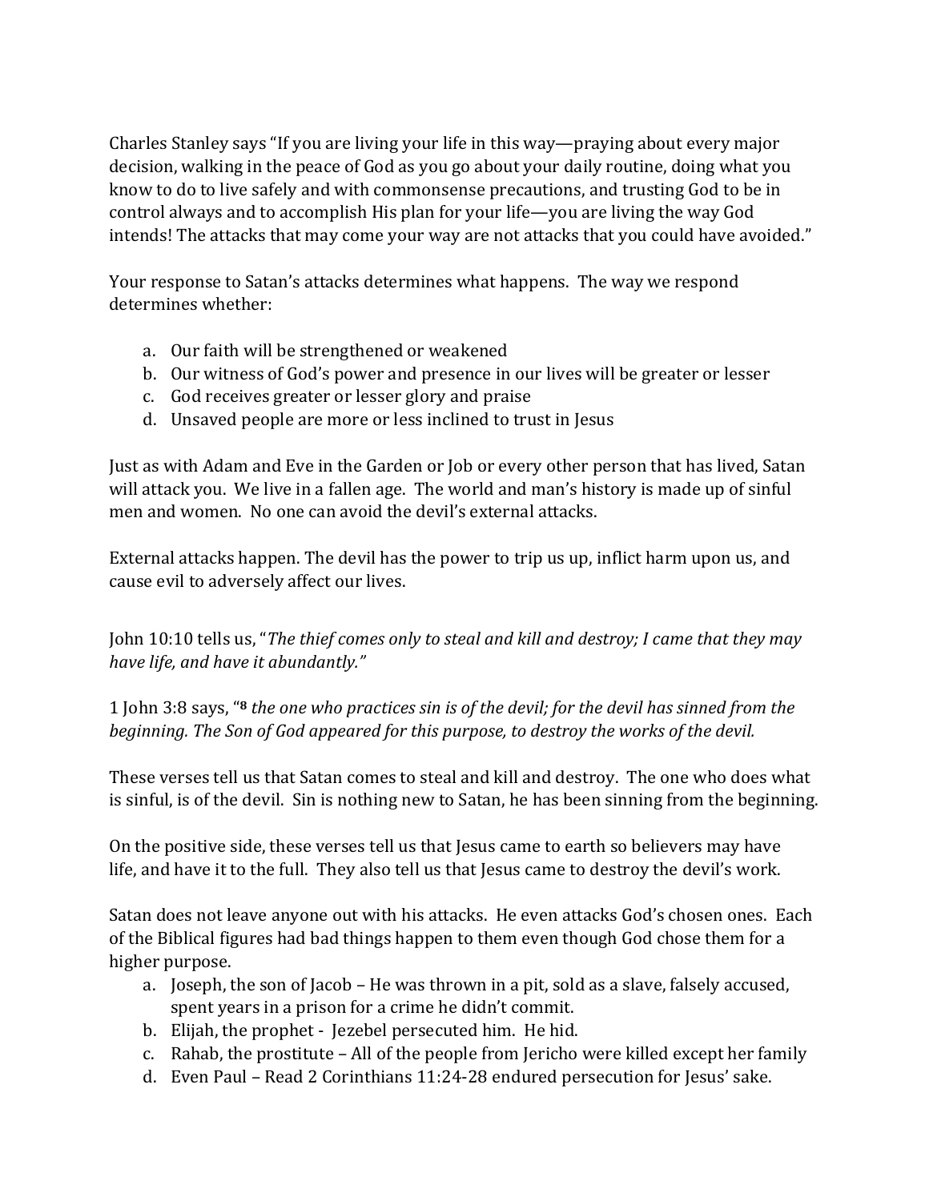Charles Stanley says "If you are living your life in this way—praying about every major decision, walking in the peace of God as you go about your daily routine, doing what you know to do to live safely and with commonsense precautions, and trusting God to be in control always and to accomplish His plan for your life—you are living the way God intends! The attacks that may come your way are not attacks that you could have avoided."

Your response to Satan's attacks determines what happens. The way we respond determines whether:

a. Our faith will be strengthened or weakened
b. Our witness of God's power and presence in our lives will be greater or lesser
c. God receives greater or lesser glory and praise
d. Unsaved people are more or less inclined to trust in Jesus

Just as with Adam and Eve in the Garden or Job or every other person that has lived, Satan will attack you. We live in a fallen age. The world and man's history is made up of sinful men and women. No one can avoid the devil's external attacks.

External attacks happen. The devil has the power to trip us up, inflict harm upon us, and cause evil to adversely affect our lives.

John 10:10 tells us, "*The thief comes only to steal and kill and destroy; I came that they may have life, and have it abundantly.*"

1 John 3:8 says, "**8** *the one who practices sin is of the devil; for the devil has sinned from the beginning. The Son of God appeared for this purpose, to destroy the works of the devil.*

These verses tell us that Satan comes to steal and kill and destroy. The one who does what is sinful, is of the devil. Sin is nothing new to Satan, he has been sinning from the beginning.

On the positive side, these verses tell us that Jesus came to earth so believers may have life, and have it to the full. They also tell us that Jesus came to destroy the devil's work.

Satan does not leave anyone out with his attacks. He even attacks God's chosen ones. Each of the Biblical figures had bad things happen to them even though God chose them for a higher purpose.

a. Joseph, the son of Jacob – He was thrown in a pit, sold as a slave, falsely accused, spent years in a prison for a crime he didn't commit.
b. Elijah, the prophet - Jezebel persecuted him. He hid.
c. Rahab, the prostitute – All of the people from Jericho were killed except her family
d. Even Paul – Read 2 Corinthians 11:24-28 endured persecution for Jesus' sake.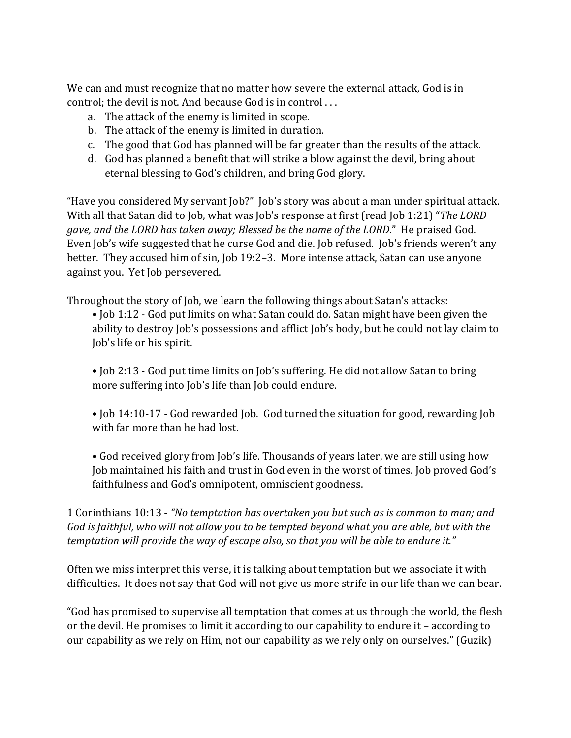We can and must recognize that no matter how severe the external attack, God is in control; the devil is not. And because God is in control . . .

a. The attack of the enemy is limited in scope.
b. The attack of the enemy is limited in duration.
c. The good that God has planned will be far greater than the results of the attack.
d. God has planned a benefit that will strike a blow against the devil, bring about eternal blessing to God's children, and bring God glory.

"Have you considered My servant Job?" Job's story was about a man under spiritual attack. With all that Satan did to Job, what was Job's response at first (read Job 1:21) "*The LORD gave, and the LORD has taken away; Blessed be the name of the LORD*." He praised God. Even Job's wife suggested that he curse God and die. Job refused. Job's friends weren't any better. They accused him of sin, Job 19:2–3. More intense attack, Satan can use anyone against you. Yet Job persevered.

Throughout the story of Job, we learn the following things about Satan's attacks:

- Job 1:12 - God put limits on what Satan could do. Satan might have been given the ability to destroy Job's possessions and afflict Job's body, but he could not lay claim to Job's life or his spirit.

- Job 2:13 - God put time limits on Job's suffering. He did not allow Satan to bring more suffering into Job's life than Job could endure.

- Job 14:10-17 - God rewarded Job. God turned the situation for good, rewarding Job with far more than he had lost.

- God received glory from Job's life. Thousands of years later, we are still using how Job maintained his faith and trust in God even in the worst of times. Job proved God's faithfulness and God's omnipotent, omniscient goodness.

1 Corinthians 10:13 - *"No temptation has overtaken you but such as is common to man; and God is faithful, who will not allow you to be tempted beyond what you are able, but with the temptation will provide the way of escape also, so that you will be able to endure it."*

Often we miss interpret this verse, it is talking about temptation but we associate it with difficulties. It does not say that God will not give us more strife in our life than we can bear.

"God has promised to supervise all temptation that comes at us through the world, the flesh or the devil. He promises to limit it according to our capability to endure it – according to our capability as we rely on Him, not our capability as we rely only on ourselves." (Guzik)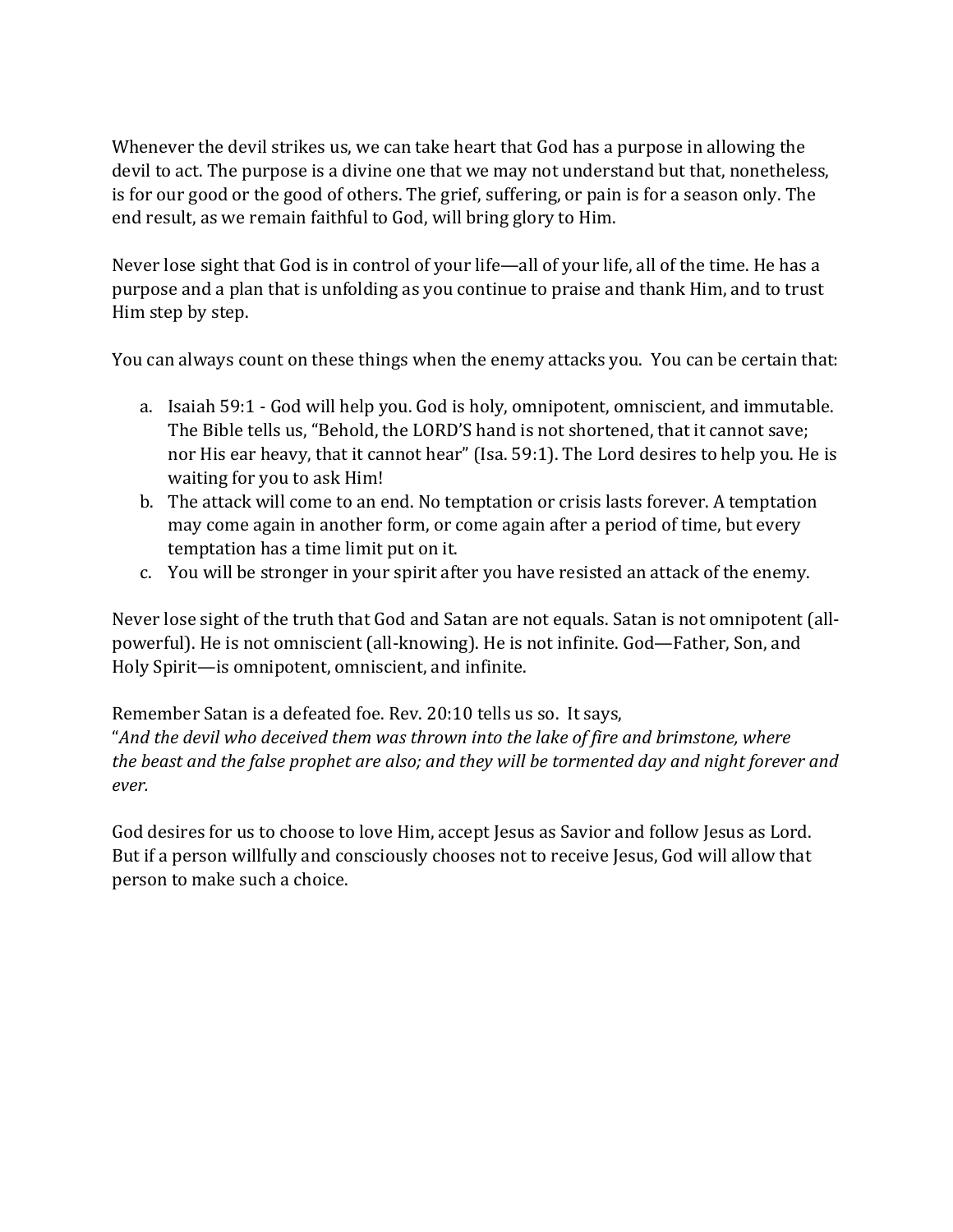Whenever the devil strikes us, we can take heart that God has a purpose in allowing the devil to act. The purpose is a divine one that we may not understand but that, nonetheless, is for our good or the good of others. The grief, suffering, or pain is for a season only. The end result, as we remain faithful to God, will bring glory to Him.

Never lose sight that God is in control of your life—all of your life, all of the time. He has a purpose and a plan that is unfolding as you continue to praise and thank Him, and to trust Him step by step.

You can always count on these things when the enemy attacks you. You can be certain that:

a. Isaiah 59:1 - God will help you. God is holy, omnipotent, omniscient, and immutable. The Bible tells us, "Behold, the LORD'S hand is not shortened, that it cannot save; nor His ear heavy, that it cannot hear" (Isa. 59:1). The Lord desires to help you. He is waiting for you to ask Him!
b. The attack will come to an end. No temptation or crisis lasts forever. A temptation may come again in another form, or come again after a period of time, but every temptation has a time limit put on it.
c. You will be stronger in your spirit after you have resisted an attack of the enemy.

Never lose sight of the truth that God and Satan are not equals. Satan is not omnipotent (all-powerful). He is not omniscient (all-knowing). He is not infinite. God—Father, Son, and Holy Spirit—is omnipotent, omniscient, and infinite.

Remember Satan is a defeated foe. Rev. 20:10 tells us so. It says,
"*And the devil who deceived them was thrown into the lake of fire and brimstone, where the beast and the false prophet are also; and they will be tormented day and night forever and ever.*

God desires for us to choose to love Him, accept Jesus as Savior and follow Jesus as Lord. But if a person willfully and consciously chooses not to receive Jesus, God will allow that person to make such a choice.